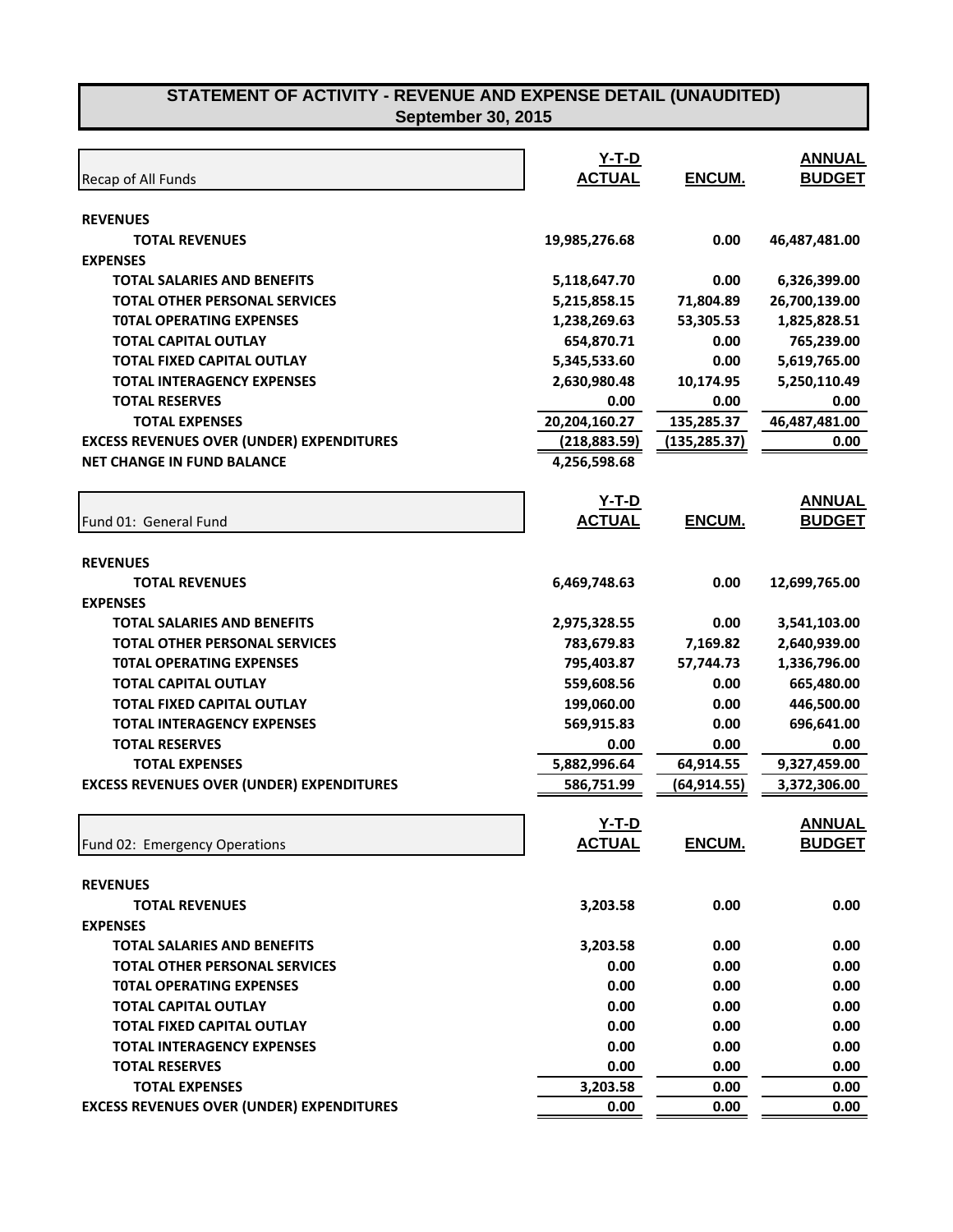# STATEMENT OF ACTIVITY - REVENUE AND EXPENSE DETAIL (UNAUDITED)
## September 30, 2015

| Recap of All Funds | Y-T-D ACTUAL | ENCUM. | ANNUAL BUDGET |
|---|---|---|---|
| **REVENUES** | | | |
| **TOTAL REVENUES** | **19,985,276.68** | **0.00** | **46,487,481.00** |
| **EXPENSES** | | | |
| **TOTAL SALARIES AND BENEFITS** | **5,118,647.70** | **0.00** | **6,326,399.00** |
| **TOTAL OTHER PERSONAL SERVICES** | **5,215,858.15** | **71,804.89** | **26,700,139.00** |
| **T0TAL OPERATING EXPENSES** | **1,238,269.63** | **53,305.53** | **1,825,828.51** |
| **TOTAL CAPITAL OUTLAY** | **654,870.71** | **0.00** | **765,239.00** |
| **TOTAL FIXED CAPITAL OUTLAY** | **5,345,533.60** | **0.00** | **5,619,765.00** |
| **TOTAL INTERAGENCY EXPENSES** | **2,630,980.48** | **10,174.95** | **5,250,110.49** |
| **TOTAL RESERVES** | **0.00** | **0.00** | **0.00** |
| **TOTAL EXPENSES** | **20,204,160.27** | **135,285.37** | **46,487,481.00** |
| **EXCESS REVENUES OVER (UNDER) EXPENDITURES** | **(218,883.59)** | **(135,285.37)** | **0.00** |
| **NET CHANGE IN FUND BALANCE** | **4,256,598.68** | | |

| Fund 01: General Fund | Y-T-D ACTUAL | ENCUM. | ANNUAL BUDGET |
|---|---|---|---|
| **REVENUES** | | | |
| **TOTAL REVENUES** | **6,469,748.63** | **0.00** | **12,699,765.00** |
| **EXPENSES** | | | |
| **TOTAL SALARIES AND BENEFITS** | **2,975,328.55** | **0.00** | **3,541,103.00** |
| **TOTAL OTHER PERSONAL SERVICES** | **783,679.83** | **7,169.82** | **2,640,939.00** |
| **T0TAL OPERATING EXPENSES** | **795,403.87** | **57,744.73** | **1,336,796.00** |
| **TOTAL CAPITAL OUTLAY** | **559,608.56** | **0.00** | **665,480.00** |
| **TOTAL FIXED CAPITAL OUTLAY** | **199,060.00** | **0.00** | **446,500.00** |
| **TOTAL INTERAGENCY EXPENSES** | **569,915.83** | **0.00** | **696,641.00** |
| **TOTAL RESERVES** | **0.00** | **0.00** | **0.00** |
| **TOTAL EXPENSES** | **5,882,996.64** | **64,914.55** | **9,327,459.00** |
| **EXCESS REVENUES OVER (UNDER) EXPENDITURES** | **586,751.99** | **(64,914.55)** | **3,372,306.00** |

| Fund 02: Emergency Operations | Y-T-D ACTUAL | ENCUM. | ANNUAL BUDGET |
|---|---|---|---|
| **REVENUES** | | | |
| **TOTAL REVENUES** | **3,203.58** | **0.00** | **0.00** |
| **EXPENSES** | | | |
| **TOTAL SALARIES AND BENEFITS** | **3,203.58** | **0.00** | **0.00** |
| **TOTAL OTHER PERSONAL SERVICES** | **0.00** | **0.00** | **0.00** |
| **T0TAL OPERATING EXPENSES** | **0.00** | **0.00** | **0.00** |
| **TOTAL CAPITAL OUTLAY** | **0.00** | **0.00** | **0.00** |
| **TOTAL FIXED CAPITAL OUTLAY** | **0.00** | **0.00** | **0.00** |
| **TOTAL INTERAGENCY EXPENSES** | **0.00** | **0.00** | **0.00** |
| **TOTAL RESERVES** | **0.00** | **0.00** | **0.00** |
| **TOTAL EXPENSES** | **3,203.58** | **0.00** | **0.00** |
| **EXCESS REVENUES OVER (UNDER) EXPENDITURES** | **0.00** | **0.00** | **0.00** |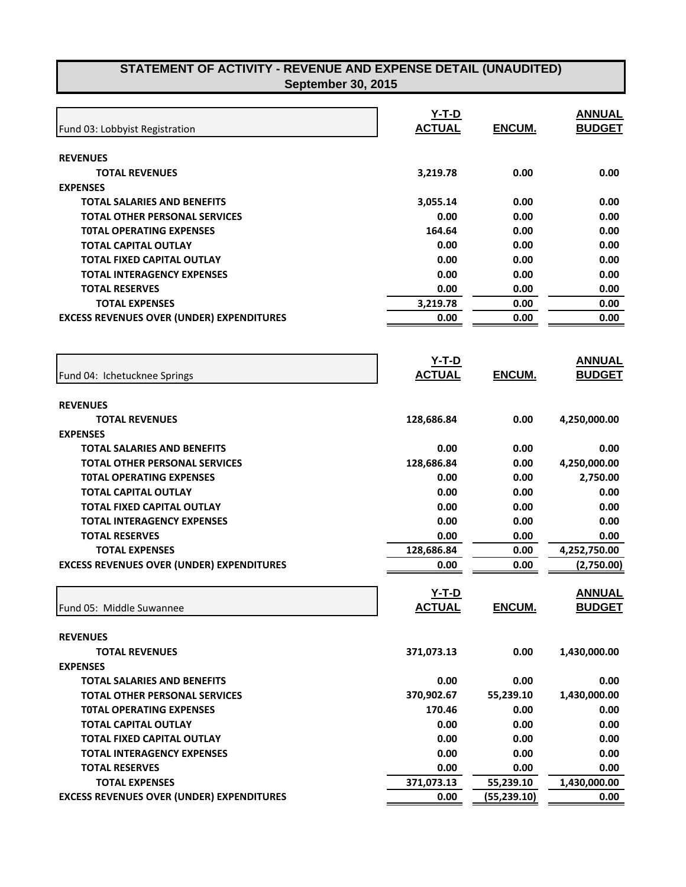# STATEMENT OF ACTIVITY - REVENUE AND EXPENSE DETAIL (UNAUDITED)
## September 30, 2015

| Fund 03: Lobbyist Registration | Y-T-D ACTUAL | ENCUM. | ANNUAL BUDGET |
|---|---|---|---|
| **REVENUES** | | | |
| **TOTAL REVENUES** | 3,219.78 | 0.00 | 0.00 |
| **EXPENSES** | | | |
| **TOTAL SALARIES AND BENEFITS** | 3,055.14 | 0.00 | 0.00 |
| **TOTAL OTHER PERSONAL SERVICES** | 0.00 | 0.00 | 0.00 |
| **T0TAL OPERATING EXPENSES** | 164.64 | 0.00 | 0.00 |
| **TOTAL CAPITAL OUTLAY** | 0.00 | 0.00 | 0.00 |
| **TOTAL FIXED CAPITAL OUTLAY** | 0.00 | 0.00 | 0.00 |
| **TOTAL INTERAGENCY EXPENSES** | 0.00 | 0.00 | 0.00 |
| **TOTAL RESERVES** | 0.00 | 0.00 | 0.00 |
| **TOTAL EXPENSES** | 3,219.78 | 0.00 | 0.00 |
| **EXCESS REVENUES OVER (UNDER) EXPENDITURES** | 0.00 | 0.00 | 0.00 |

| Fund 04: Ichetucknee Springs | Y-T-D ACTUAL | ENCUM. | ANNUAL BUDGET |
|---|---|---|---|
| **REVENUES** | | | |
| **TOTAL REVENUES** | 128,686.84 | 0.00 | 4,250,000.00 |
| **EXPENSES** | | | |
| **TOTAL SALARIES AND BENEFITS** | 0.00 | 0.00 | 0.00 |
| **TOTAL OTHER PERSONAL SERVICES** | 128,686.84 | 0.00 | 4,250,000.00 |
| **T0TAL OPERATING EXPENSES** | 0.00 | 0.00 | 2,750.00 |
| **TOTAL CAPITAL OUTLAY** | 0.00 | 0.00 | 0.00 |
| **TOTAL FIXED CAPITAL OUTLAY** | 0.00 | 0.00 | 0.00 |
| **TOTAL INTERAGENCY EXPENSES** | 0.00 | 0.00 | 0.00 |
| **TOTAL RESERVES** | 0.00 | 0.00 | 0.00 |
| **TOTAL EXPENSES** | 128,686.84 | 0.00 | 4,252,750.00 |
| **EXCESS REVENUES OVER (UNDER) EXPENDITURES** | 0.00 | 0.00 | (2,750.00) |

| Fund 05: Middle Suwannee | Y-T-D ACTUAL | ENCUM. | ANNUAL BUDGET |
|---|---|---|---|
| **REVENUES** | | | |
| **TOTAL REVENUES** | 371,073.13 | 0.00 | 1,430,000.00 |
| **EXPENSES** | | | |
| **TOTAL SALARIES AND BENEFITS** | 0.00 | 0.00 | 0.00 |
| **TOTAL OTHER PERSONAL SERVICES** | 370,902.67 | 55,239.10 | 1,430,000.00 |
| **T0TAL OPERATING EXPENSES** | 170.46 | 0.00 | 0.00 |
| **TOTAL CAPITAL OUTLAY** | 0.00 | 0.00 | 0.00 |
| **TOTAL FIXED CAPITAL OUTLAY** | 0.00 | 0.00 | 0.00 |
| **TOTAL INTERAGENCY EXPENSES** | 0.00 | 0.00 | 0.00 |
| **TOTAL RESERVES** | 0.00 | 0.00 | 0.00 |
| **TOTAL EXPENSES** | 371,073.13 | 55,239.10 | 1,430,000.00 |
| **EXCESS REVENUES OVER (UNDER) EXPENDITURES** | 0.00 | (55,239.10) | 0.00 |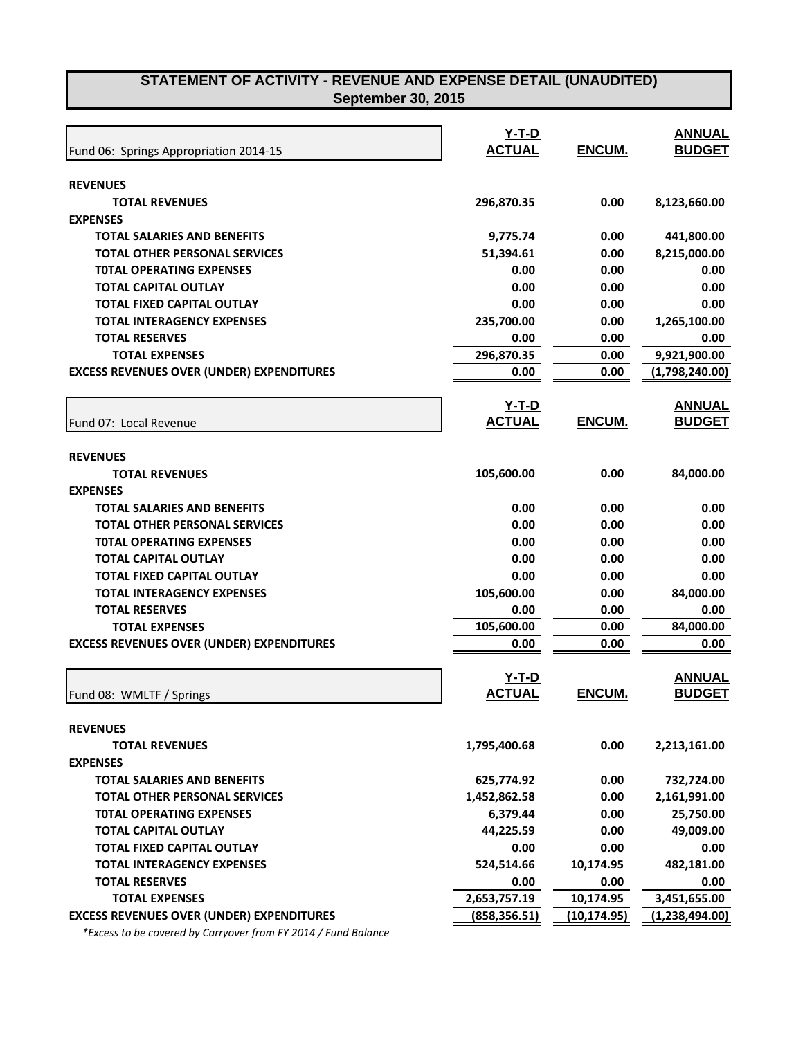# STATEMENT OF ACTIVITY - REVENUE AND EXPENSE DETAIL (UNAUDITED)
## September 30, 2015

| Fund 06: Springs Appropriation 2014-15 | Y-T-D ACTUAL | ENCUM. | ANNUAL BUDGET |
|---|---|---|---|
| **REVENUES** | | | |
| **TOTAL REVENUES** | 296,870.35 | 0.00 | 8,123,660.00 |
| **EXPENSES** | | | |
| **TOTAL SALARIES AND BENEFITS** | 9,775.74 | 0.00 | 441,800.00 |
| **TOTAL OTHER PERSONAL SERVICES** | 51,394.61 | 0.00 | 8,215,000.00 |
| **T0TAL OPERATING EXPENSES** | 0.00 | 0.00 | 0.00 |
| **TOTAL CAPITAL OUTLAY** | 0.00 | 0.00 | 0.00 |
| **TOTAL FIXED CAPITAL OUTLAY** | 0.00 | 0.00 | 0.00 |
| **TOTAL INTERAGENCY EXPENSES** | 235,700.00 | 0.00 | 1,265,100.00 |
| **TOTAL RESERVES** | 0.00 | 0.00 | 0.00 |
| **TOTAL EXPENSES** | 296,870.35 | 0.00 | 9,921,900.00 |
| **EXCESS REVENUES OVER (UNDER) EXPENDITURES** | 0.00 | 0.00 | (1,798,240.00) |

| Fund 07: Local Revenue | Y-T-D ACTUAL | ENCUM. | ANNUAL BUDGET |
|---|---|---|---|
| **REVENUES** | | | |
| **TOTAL REVENUES** | 105,600.00 | 0.00 | 84,000.00 |
| **EXPENSES** | | | |
| **TOTAL SALARIES AND BENEFITS** | 0.00 | 0.00 | 0.00 |
| **TOTAL OTHER PERSONAL SERVICES** | 0.00 | 0.00 | 0.00 |
| **T0TAL OPERATING EXPENSES** | 0.00 | 0.00 | 0.00 |
| **TOTAL CAPITAL OUTLAY** | 0.00 | 0.00 | 0.00 |
| **TOTAL FIXED CAPITAL OUTLAY** | 0.00 | 0.00 | 0.00 |
| **TOTAL INTERAGENCY EXPENSES** | 105,600.00 | 0.00 | 84,000.00 |
| **TOTAL RESERVES** | 0.00 | 0.00 | 0.00 |
| **TOTAL EXPENSES** | 105,600.00 | 0.00 | 84,000.00 |
| **EXCESS REVENUES OVER (UNDER) EXPENDITURES** | 0.00 | 0.00 | 0.00 |

| Fund 08: WMLTF / Springs | Y-T-D ACTUAL | ENCUM. | ANNUAL BUDGET |
|---|---|---|---|
| **REVENUES** | | | |
| **TOTAL REVENUES** | 1,795,400.68 | 0.00 | 2,213,161.00 |
| **EXPENSES** | | | |
| **TOTAL SALARIES AND BENEFITS** | 625,774.92 | 0.00 | 732,724.00 |
| **TOTAL OTHER PERSONAL SERVICES** | 1,452,862.58 | 0.00 | 2,161,991.00 |
| **T0TAL OPERATING EXPENSES** | 6,379.44 | 0.00 | 25,750.00 |
| **TOTAL CAPITAL OUTLAY** | 44,225.59 | 0.00 | 49,009.00 |
| **TOTAL FIXED CAPITAL OUTLAY** | 0.00 | 0.00 | 0.00 |
| **TOTAL INTERAGENCY EXPENSES** | 524,514.66 | 10,174.95 | 482,181.00 |
| **TOTAL RESERVES** | 0.00 | 0.00 | 0.00 |
| **TOTAL EXPENSES** | 2,653,757.19 | 10,174.95 | 3,451,655.00 |
| **EXCESS REVENUES OVER (UNDER) EXPENDITURES** | (858,356.51) | (10,174.95) | (1,238,494.00) |

*\*Excess to be covered by Carryover from FY 2014 / Fund Balance*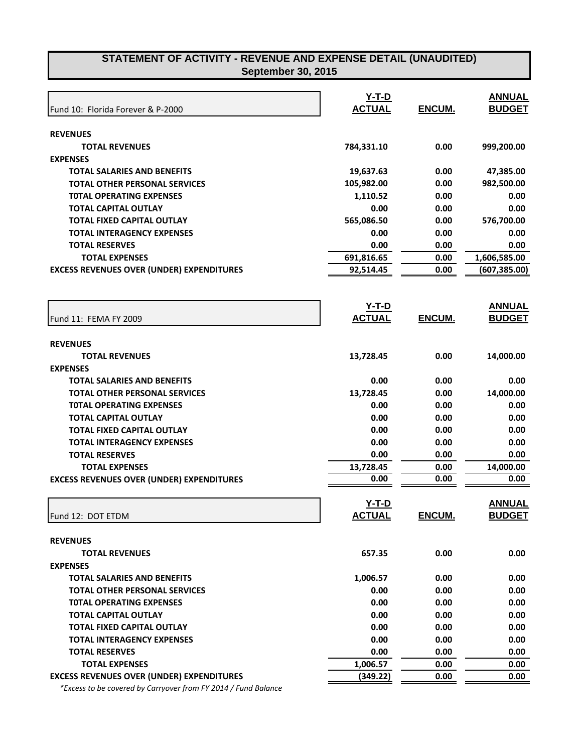# STATEMENT OF ACTIVITY - REVENUE AND EXPENSE DETAIL (UNAUDITED)
## September 30, 2015

| Fund 10: Florida Forever & P-2000 | Y-T-D ACTUAL | ENCUM. | ANNUAL BUDGET |
|---|---|---|---|
| **REVENUES** | | | |
| **TOTAL REVENUES** | 784,331.10 | 0.00 | 999,200.00 |
| **EXPENSES** | | | |
| **TOTAL SALARIES AND BENEFITS** | 19,637.63 | 0.00 | 47,385.00 |
| **TOTAL OTHER PERSONAL SERVICES** | 105,982.00 | 0.00 | 982,500.00 |
| **T0TAL OPERATING EXPENSES** | 1,110.52 | 0.00 | 0.00 |
| **TOTAL CAPITAL OUTLAY** | 0.00 | 0.00 | 0.00 |
| **TOTAL FIXED CAPITAL OUTLAY** | 565,086.50 | 0.00 | 576,700.00 |
| **TOTAL INTERAGENCY EXPENSES** | 0.00 | 0.00 | 0.00 |
| **TOTAL RESERVES** | 0.00 | 0.00 | 0.00 |
| **TOTAL EXPENSES** | 691,816.65 | 0.00 | 1,606,585.00 |
| **EXCESS REVENUES OVER (UNDER) EXPENDITURES** | 92,514.45 | 0.00 | (607,385.00) |

| Fund 11: FEMA FY 2009 | Y-T-D ACTUAL | ENCUM. | ANNUAL BUDGET |
|---|---|---|---|
| **REVENUES** | | | |
| **TOTAL REVENUES** | 13,728.45 | 0.00 | 14,000.00 |
| **EXPENSES** | | | |
| **TOTAL SALARIES AND BENEFITS** | 0.00 | 0.00 | 0.00 |
| **TOTAL OTHER PERSONAL SERVICES** | 13,728.45 | 0.00 | 14,000.00 |
| **T0TAL OPERATING EXPENSES** | 0.00 | 0.00 | 0.00 |
| **TOTAL CAPITAL OUTLAY** | 0.00 | 0.00 | 0.00 |
| **TOTAL FIXED CAPITAL OUTLAY** | 0.00 | 0.00 | 0.00 |
| **TOTAL INTERAGENCY EXPENSES** | 0.00 | 0.00 | 0.00 |
| **TOTAL RESERVES** | 0.00 | 0.00 | 0.00 |
| **TOTAL EXPENSES** | 13,728.45 | 0.00 | 14,000.00 |
| **EXCESS REVENUES OVER (UNDER) EXPENDITURES** | 0.00 | 0.00 | 0.00 |

| Fund 12: DOT ETDM | Y-T-D ACTUAL | ENCUM. | ANNUAL BUDGET |
|---|---|---|---|
| **REVENUES** | | | |
| **TOTAL REVENUES** | 657.35 | 0.00 | 0.00 |
| **EXPENSES** | | | |
| **TOTAL SALARIES AND BENEFITS** | 1,006.57 | 0.00 | 0.00 |
| **TOTAL OTHER PERSONAL SERVICES** | 0.00 | 0.00 | 0.00 |
| **T0TAL OPERATING EXPENSES** | 0.00 | 0.00 | 0.00 |
| **TOTAL CAPITAL OUTLAY** | 0.00 | 0.00 | 0.00 |
| **TOTAL FIXED CAPITAL OUTLAY** | 0.00 | 0.00 | 0.00 |
| **TOTAL INTERAGENCY EXPENSES** | 0.00 | 0.00 | 0.00 |
| **TOTAL RESERVES** | 0.00 | 0.00 | 0.00 |
| **TOTAL EXPENSES** | 1,006.57 | 0.00 | 0.00 |
| **EXCESS REVENUES OVER (UNDER) EXPENDITURES** | (349.22) | 0.00 | 0.00 |

*\*Excess to be covered by Carryover from FY 2014 / Fund Balance*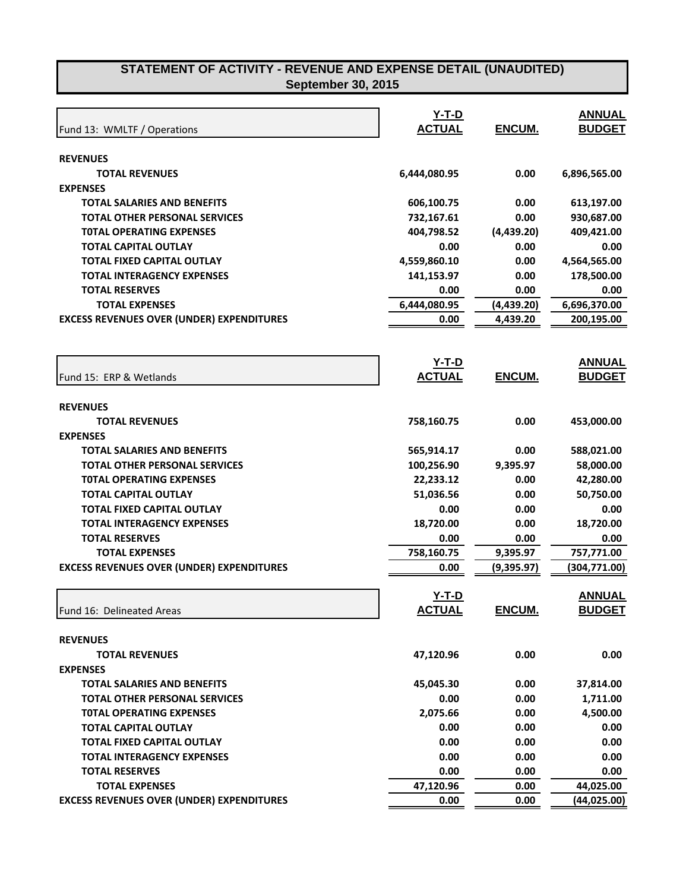# STATEMENT OF ACTIVITY - REVENUE AND EXPENSE DETAIL (UNAUDITED)
## September 30, 2015

| Fund 13: WMLTF / Operations | Y-T-D ACTUAL | ENCUM. | ANNUAL BUDGET |
|---|---|---|---|
| **REVENUES** | | | |
| **TOTAL REVENUES** | 6,444,080.95 | 0.00 | 6,896,565.00 |
| **EXPENSES** | | | |
| **TOTAL SALARIES AND BENEFITS** | 606,100.75 | 0.00 | 613,197.00 |
| **TOTAL OTHER PERSONAL SERVICES** | 732,167.61 | 0.00 | 930,687.00 |
| **T0TAL OPERATING EXPENSES** | 404,798.52 | (4,439.20) | 409,421.00 |
| **TOTAL CAPITAL OUTLAY** | 0.00 | 0.00 | 0.00 |
| **TOTAL FIXED CAPITAL OUTLAY** | 4,559,860.10 | 0.00 | 4,564,565.00 |
| **TOTAL INTERAGENCY EXPENSES** | 141,153.97 | 0.00 | 178,500.00 |
| **TOTAL RESERVES** | 0.00 | 0.00 | 0.00 |
| **TOTAL EXPENSES** | 6,444,080.95 | (4,439.20) | 6,696,370.00 |
| **EXCESS REVENUES OVER (UNDER) EXPENDITURES** | 0.00 | 4,439.20 | 200,195.00 |

| Fund 15: ERP & Wetlands | Y-T-D ACTUAL | ENCUM. | ANNUAL BUDGET |
|---|---|---|---|
| **REVENUES** | | | |
| **TOTAL REVENUES** | 758,160.75 | 0.00 | 453,000.00 |
| **EXPENSES** | | | |
| **TOTAL SALARIES AND BENEFITS** | 565,914.17 | 0.00 | 588,021.00 |
| **TOTAL OTHER PERSONAL SERVICES** | 100,256.90 | 9,395.97 | 58,000.00 |
| **T0TAL OPERATING EXPENSES** | 22,233.12 | 0.00 | 42,280.00 |
| **TOTAL CAPITAL OUTLAY** | 51,036.56 | 0.00 | 50,750.00 |
| **TOTAL FIXED CAPITAL OUTLAY** | 0.00 | 0.00 | 0.00 |
| **TOTAL INTERAGENCY EXPENSES** | 18,720.00 | 0.00 | 18,720.00 |
| **TOTAL RESERVES** | 0.00 | 0.00 | 0.00 |
| **TOTAL EXPENSES** | 758,160.75 | 9,395.97 | 757,771.00 |
| **EXCESS REVENUES OVER (UNDER) EXPENDITURES** | 0.00 | (9,395.97) | (304,771.00) |

| Fund 16: Delineated Areas | Y-T-D ACTUAL | ENCUM. | ANNUAL BUDGET |
|---|---|---|---|
| **REVENUES** | | | |
| **TOTAL REVENUES** | 47,120.96 | 0.00 | 0.00 |
| **EXPENSES** | | | |
| **TOTAL SALARIES AND BENEFITS** | 45,045.30 | 0.00 | 37,814.00 |
| **TOTAL OTHER PERSONAL SERVICES** | 0.00 | 0.00 | 1,711.00 |
| **T0TAL OPERATING EXPENSES** | 2,075.66 | 0.00 | 4,500.00 |
| **TOTAL CAPITAL OUTLAY** | 0.00 | 0.00 | 0.00 |
| **TOTAL FIXED CAPITAL OUTLAY** | 0.00 | 0.00 | 0.00 |
| **TOTAL INTERAGENCY EXPENSES** | 0.00 | 0.00 | 0.00 |
| **TOTAL RESERVES** | 0.00 | 0.00 | 0.00 |
| **TOTAL EXPENSES** | 47,120.96 | 0.00 | 44,025.00 |
| **EXCESS REVENUES OVER (UNDER) EXPENDITURES** | 0.00 | 0.00 | (44,025.00) |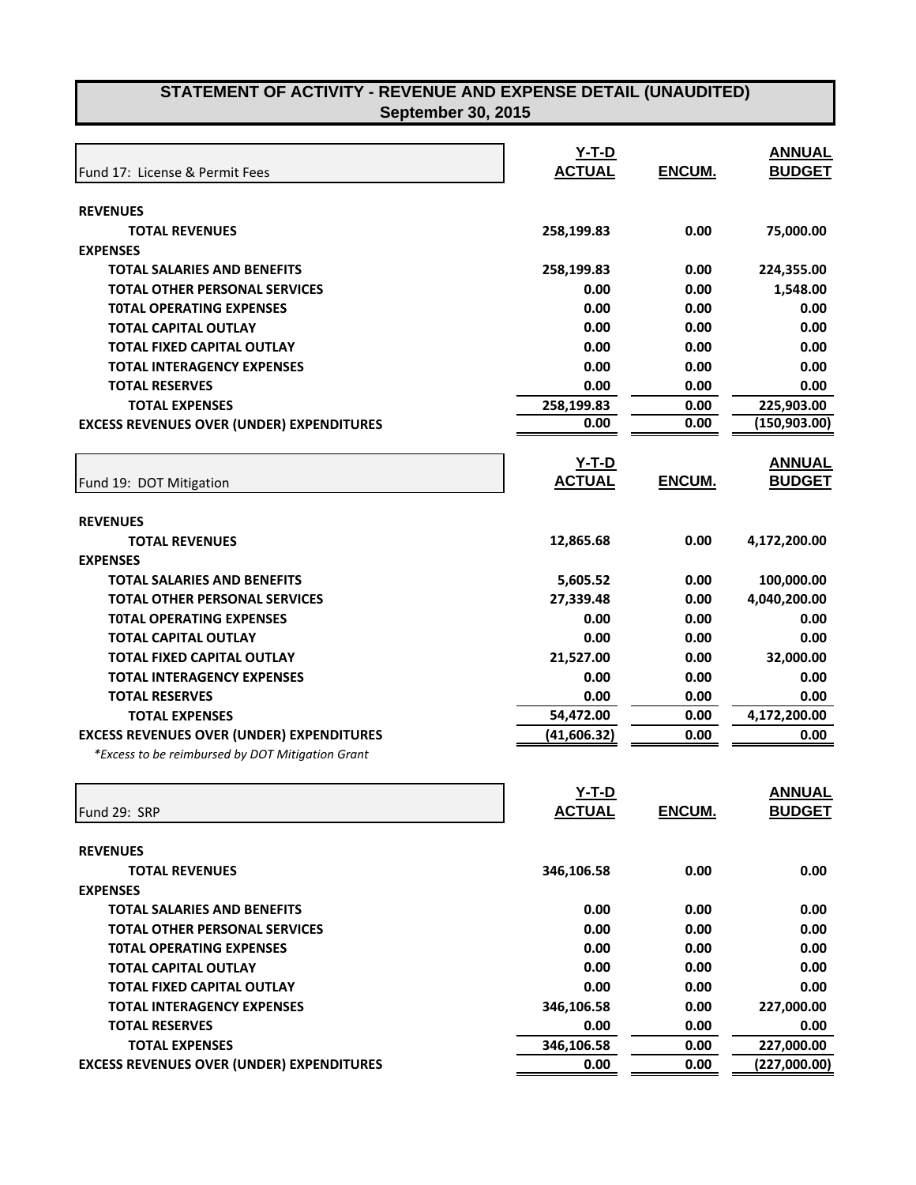# STATEMENT OF ACTIVITY - REVENUE AND EXPENSE DETAIL (UNAUDITED)
## September 30, 2015

| Fund 17: License & Permit Fees | Y-T-D ACTUAL | ENCUM. | ANNUAL BUDGET |
|---|---|---|---|
| **REVENUES** | | | |
| **TOTAL REVENUES** | 258,199.83 | 0.00 | 75,000.00 |
| **EXPENSES** | | | |
| **TOTAL SALARIES AND BENEFITS** | 258,199.83 | 0.00 | 224,355.00 |
| **TOTAL OTHER PERSONAL SERVICES** | 0.00 | 0.00 | 1,548.00 |
| **T0TAL OPERATING EXPENSES** | 0.00 | 0.00 | 0.00 |
| **TOTAL CAPITAL OUTLAY** | 0.00 | 0.00 | 0.00 |
| **TOTAL FIXED CAPITAL OUTLAY** | 0.00 | 0.00 | 0.00 |
| **TOTAL INTERAGENCY EXPENSES** | 0.00 | 0.00 | 0.00 |
| **TOTAL RESERVES** | 0.00 | 0.00 | 0.00 |
| **TOTAL EXPENSES** | 258,199.83 | 0.00 | 225,903.00 |
| **EXCESS REVENUES OVER (UNDER) EXPENDITURES** | 0.00 | 0.00 | (150,903.00) |

| Fund 19: DOT Mitigation | Y-T-D ACTUAL | ENCUM. | ANNUAL BUDGET |
|---|---|---|---|
| **REVENUES** | | | |
| **TOTAL REVENUES** | 12,865.68 | 0.00 | 4,172,200.00 |
| **EXPENSES** | | | |
| **TOTAL SALARIES AND BENEFITS** | 5,605.52 | 0.00 | 100,000.00 |
| **TOTAL OTHER PERSONAL SERVICES** | 27,339.48 | 0.00 | 4,040,200.00 |
| **T0TAL OPERATING EXPENSES** | 0.00 | 0.00 | 0.00 |
| **TOTAL CAPITAL OUTLAY** | 0.00 | 0.00 | 0.00 |
| **TOTAL FIXED CAPITAL OUTLAY** | 21,527.00 | 0.00 | 32,000.00 |
| **TOTAL INTERAGENCY EXPENSES** | 0.00 | 0.00 | 0.00 |
| **TOTAL RESERVES** | 0.00 | 0.00 | 0.00 |
| **TOTAL EXPENSES** | 54,472.00 | 0.00 | 4,172,200.00 |
| **EXCESS REVENUES OVER (UNDER) EXPENDITURES** | (41,606.32) | 0.00 | 0.00 |

*\*Excess to be reimbursed by DOT Mitigation Grant*

| Fund 29: SRP | Y-T-D ACTUAL | ENCUM. | ANNUAL BUDGET |
|---|---|---|---|
| **REVENUES** | | | |
| **TOTAL REVENUES** | 346,106.58 | 0.00 | 0.00 |
| **EXPENSES** | | | |
| **TOTAL SALARIES AND BENEFITS** | 0.00 | 0.00 | 0.00 |
| **TOTAL OTHER PERSONAL SERVICES** | 0.00 | 0.00 | 0.00 |
| **T0TAL OPERATING EXPENSES** | 0.00 | 0.00 | 0.00 |
| **TOTAL CAPITAL OUTLAY** | 0.00 | 0.00 | 0.00 |
| **TOTAL FIXED CAPITAL OUTLAY** | 0.00 | 0.00 | 0.00 |
| **TOTAL INTERAGENCY EXPENSES** | 346,106.58 | 0.00 | 227,000.00 |
| **TOTAL RESERVES** | 0.00 | 0.00 | 0.00 |
| **TOTAL EXPENSES** | 346,106.58 | 0.00 | 227,000.00 |
| **EXCESS REVENUES OVER (UNDER) EXPENDITURES** | 0.00 | 0.00 | (227,000.00) |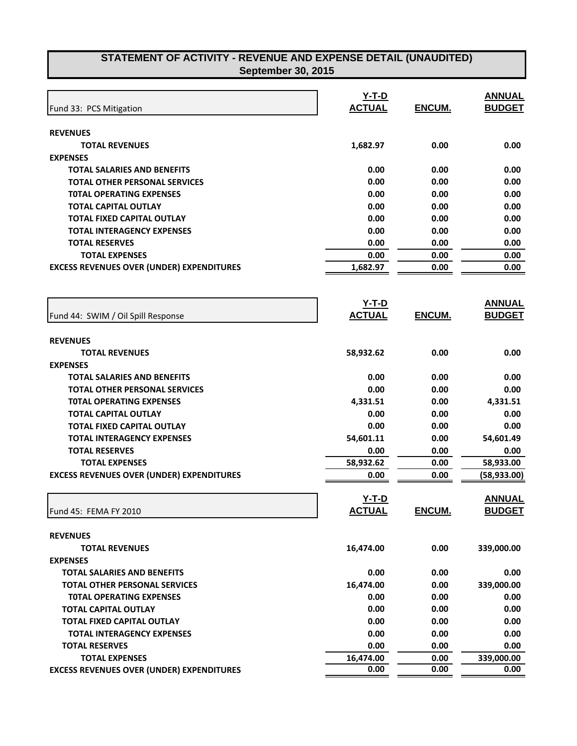# STATEMENT OF ACTIVITY - REVENUE AND EXPENSE DETAIL (UNAUDITED)
## September 30, 2015

| Fund 33: PCS Mitigation | Y-T-D ACTUAL | ENCUM. | ANNUAL BUDGET |
|---|---|---|---|
| **REVENUES** | | | |
| **TOTAL REVENUES** | 1,682.97 | 0.00 | 0.00 |
| **EXPENSES** | | | |
| **TOTAL SALARIES AND BENEFITS** | 0.00 | 0.00 | 0.00 |
| **TOTAL OTHER PERSONAL SERVICES** | 0.00 | 0.00 | 0.00 |
| **T0TAL OPERATING EXPENSES** | 0.00 | 0.00 | 0.00 |
| **TOTAL CAPITAL OUTLAY** | 0.00 | 0.00 | 0.00 |
| **TOTAL FIXED CAPITAL OUTLAY** | 0.00 | 0.00 | 0.00 |
| **TOTAL INTERAGENCY EXPENSES** | 0.00 | 0.00 | 0.00 |
| **TOTAL RESERVES** | 0.00 | 0.00 | 0.00 |
| **TOTAL EXPENSES** | 0.00 | 0.00 | 0.00 |
| **EXCESS REVENUES OVER (UNDER) EXPENDITURES** | 1,682.97 | 0.00 | 0.00 |

| Fund 44: SWIM / Oil Spill Response | Y-T-D ACTUAL | ENCUM. | ANNUAL BUDGET |
|---|---|---|---|
| **REVENUES** | | | |
| **TOTAL REVENUES** | 58,932.62 | 0.00 | 0.00 |
| **EXPENSES** | | | |
| **TOTAL SALARIES AND BENEFITS** | 0.00 | 0.00 | 0.00 |
| **TOTAL OTHER PERSONAL SERVICES** | 0.00 | 0.00 | 0.00 |
| **T0TAL OPERATING EXPENSES** | 4,331.51 | 0.00 | 4,331.51 |
| **TOTAL CAPITAL OUTLAY** | 0.00 | 0.00 | 0.00 |
| **TOTAL FIXED CAPITAL OUTLAY** | 0.00 | 0.00 | 0.00 |
| **TOTAL INTERAGENCY EXPENSES** | 54,601.11 | 0.00 | 54,601.49 |
| **TOTAL RESERVES** | 0.00 | 0.00 | 0.00 |
| **TOTAL EXPENSES** | 58,932.62 | 0.00 | 58,933.00 |
| **EXCESS REVENUES OVER (UNDER) EXPENDITURES** | 0.00 | 0.00 | (58,933.00) |

| Fund 45: FEMA FY 2010 | Y-T-D ACTUAL | ENCUM. | ANNUAL BUDGET |
|---|---|---|---|
| **REVENUES** | | | |
| **TOTAL REVENUES** | 16,474.00 | 0.00 | 339,000.00 |
| **EXPENSES** | | | |
| **TOTAL SALARIES AND BENEFITS** | 0.00 | 0.00 | 0.00 |
| **TOTAL OTHER PERSONAL SERVICES** | 16,474.00 | 0.00 | 339,000.00 |
| **T0TAL OPERATING EXPENSES** | 0.00 | 0.00 | 0.00 |
| **TOTAL CAPITAL OUTLAY** | 0.00 | 0.00 | 0.00 |
| **TOTAL FIXED CAPITAL OUTLAY** | 0.00 | 0.00 | 0.00 |
| **TOTAL INTERAGENCY EXPENSES** | 0.00 | 0.00 | 0.00 |
| **TOTAL RESERVES** | 0.00 | 0.00 | 0.00 |
| **TOTAL EXPENSES** | 16,474.00 | 0.00 | 339,000.00 |
| **EXCESS REVENUES OVER (UNDER) EXPENDITURES** | 0.00 | 0.00 | 0.00 |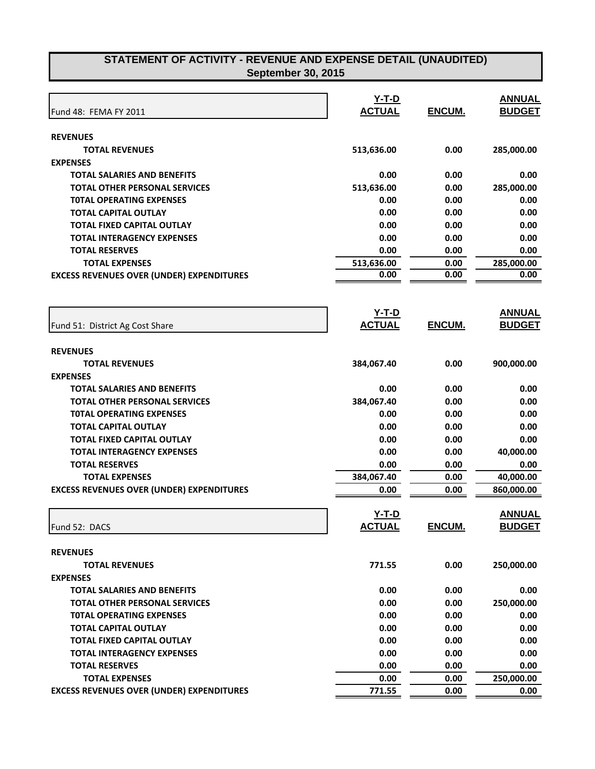# STATEMENT OF ACTIVITY - REVENUE AND EXPENSE DETAIL (UNAUDITED)
## September 30, 2015

| Fund 48: FEMA FY 2011 | Y-T-D ACTUAL | ENCUM. | ANNUAL BUDGET |
|---|---|---|---|
| **REVENUES** | | | |
| **TOTAL REVENUES** | 513,636.00 | 0.00 | 285,000.00 |
| **EXPENSES** | | | |
| **TOTAL SALARIES AND BENEFITS** | 0.00 | 0.00 | 0.00 |
| **TOTAL OTHER PERSONAL SERVICES** | 513,636.00 | 0.00 | 285,000.00 |
| **T0TAL OPERATING EXPENSES** | 0.00 | 0.00 | 0.00 |
| **TOTAL CAPITAL OUTLAY** | 0.00 | 0.00 | 0.00 |
| **TOTAL FIXED CAPITAL OUTLAY** | 0.00 | 0.00 | 0.00 |
| **TOTAL INTERAGENCY EXPENSES** | 0.00 | 0.00 | 0.00 |
| **TOTAL RESERVES** | 0.00 | 0.00 | 0.00 |
| **TOTAL EXPENSES** | 513,636.00 | 0.00 | 285,000.00 |
| **EXCESS REVENUES OVER (UNDER) EXPENDITURES** | 0.00 | 0.00 | 0.00 |

| Fund 51: District Ag Cost Share | Y-T-D ACTUAL | ENCUM. | ANNUAL BUDGET |
|---|---|---|---|
| **REVENUES** | | | |
| **TOTAL REVENUES** | 384,067.40 | 0.00 | 900,000.00 |
| **EXPENSES** | | | |
| **TOTAL SALARIES AND BENEFITS** | 0.00 | 0.00 | 0.00 |
| **TOTAL OTHER PERSONAL SERVICES** | 384,067.40 | 0.00 | 0.00 |
| **T0TAL OPERATING EXPENSES** | 0.00 | 0.00 | 0.00 |
| **TOTAL CAPITAL OUTLAY** | 0.00 | 0.00 | 0.00 |
| **TOTAL FIXED CAPITAL OUTLAY** | 0.00 | 0.00 | 0.00 |
| **TOTAL INTERAGENCY EXPENSES** | 0.00 | 0.00 | 40,000.00 |
| **TOTAL RESERVES** | 0.00 | 0.00 | 0.00 |
| **TOTAL EXPENSES** | 384,067.40 | 0.00 | 40,000.00 |
| **EXCESS REVENUES OVER (UNDER) EXPENDITURES** | 0.00 | 0.00 | 860,000.00 |

| Fund 52: DACS | Y-T-D ACTUAL | ENCUM. | ANNUAL BUDGET |
|---|---|---|---|
| **REVENUES** | | | |
| **TOTAL REVENUES** | 771.55 | 0.00 | 250,000.00 |
| **EXPENSES** | | | |
| **TOTAL SALARIES AND BENEFITS** | 0.00 | 0.00 | 0.00 |
| **TOTAL OTHER PERSONAL SERVICES** | 0.00 | 0.00 | 250,000.00 |
| **T0TAL OPERATING EXPENSES** | 0.00 | 0.00 | 0.00 |
| **TOTAL CAPITAL OUTLAY** | 0.00 | 0.00 | 0.00 |
| **TOTAL FIXED CAPITAL OUTLAY** | 0.00 | 0.00 | 0.00 |
| **TOTAL INTERAGENCY EXPENSES** | 0.00 | 0.00 | 0.00 |
| **TOTAL RESERVES** | 0.00 | 0.00 | 0.00 |
| **TOTAL EXPENSES** | 0.00 | 0.00 | 250,000.00 |
| **EXCESS REVENUES OVER (UNDER) EXPENDITURES** | 771.55 | 0.00 | 0.00 |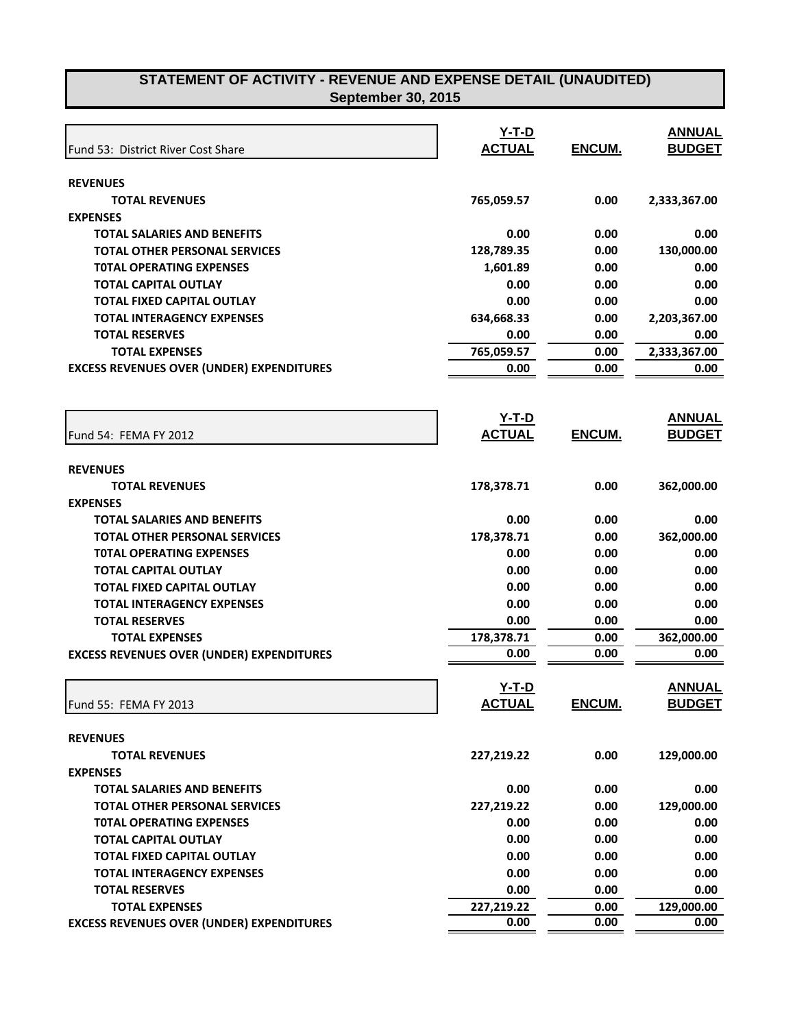# STATEMENT OF ACTIVITY - REVENUE AND EXPENSE DETAIL (UNAUDITED)
## September 30, 2015

| Fund 53: District River Cost Share | Y-T-D ACTUAL | ENCUM. | ANNUAL BUDGET |
|---|---|---|---|
| **REVENUES** | | | |
| **TOTAL REVENUES** | 765,059.57 | 0.00 | 2,333,367.00 |
| **EXPENSES** | | | |
| **TOTAL SALARIES AND BENEFITS** | 0.00 | 0.00 | 0.00 |
| **TOTAL OTHER PERSONAL SERVICES** | 128,789.35 | 0.00 | 130,000.00 |
| **T0TAL OPERATING EXPENSES** | 1,601.89 | 0.00 | 0.00 |
| **TOTAL CAPITAL OUTLAY** | 0.00 | 0.00 | 0.00 |
| **TOTAL FIXED CAPITAL OUTLAY** | 0.00 | 0.00 | 0.00 |
| **TOTAL INTERAGENCY EXPENSES** | 634,668.33 | 0.00 | 2,203,367.00 |
| **TOTAL RESERVES** | 0.00 | 0.00 | 0.00 |
| **TOTAL EXPENSES** | 765,059.57 | 0.00 | 2,333,367.00 |
| **EXCESS REVENUES OVER (UNDER) EXPENDITURES** | 0.00 | 0.00 | 0.00 |

| Fund 54: FEMA FY 2012 | Y-T-D ACTUAL | ENCUM. | ANNUAL BUDGET |
|---|---|---|---|
| **REVENUES** | | | |
| **TOTAL REVENUES** | 178,378.71 | 0.00 | 362,000.00 |
| **EXPENSES** | | | |
| **TOTAL SALARIES AND BENEFITS** | 0.00 | 0.00 | 0.00 |
| **TOTAL OTHER PERSONAL SERVICES** | 178,378.71 | 0.00 | 362,000.00 |
| **T0TAL OPERATING EXPENSES** | 0.00 | 0.00 | 0.00 |
| **TOTAL CAPITAL OUTLAY** | 0.00 | 0.00 | 0.00 |
| **TOTAL FIXED CAPITAL OUTLAY** | 0.00 | 0.00 | 0.00 |
| **TOTAL INTERAGENCY EXPENSES** | 0.00 | 0.00 | 0.00 |
| **TOTAL RESERVES** | 0.00 | 0.00 | 0.00 |
| **TOTAL EXPENSES** | 178,378.71 | 0.00 | 362,000.00 |
| **EXCESS REVENUES OVER (UNDER) EXPENDITURES** | 0.00 | 0.00 | 0.00 |

| Fund 55: FEMA FY 2013 | Y-T-D ACTUAL | ENCUM. | ANNUAL BUDGET |
|---|---|---|---|
| **REVENUES** | | | |
| **TOTAL REVENUES** | 227,219.22 | 0.00 | 129,000.00 |
| **EXPENSES** | | | |
| **TOTAL SALARIES AND BENEFITS** | 0.00 | 0.00 | 0.00 |
| **TOTAL OTHER PERSONAL SERVICES** | 227,219.22 | 0.00 | 129,000.00 |
| **T0TAL OPERATING EXPENSES** | 0.00 | 0.00 | 0.00 |
| **TOTAL CAPITAL OUTLAY** | 0.00 | 0.00 | 0.00 |
| **TOTAL FIXED CAPITAL OUTLAY** | 0.00 | 0.00 | 0.00 |
| **TOTAL INTERAGENCY EXPENSES** | 0.00 | 0.00 | 0.00 |
| **TOTAL RESERVES** | 0.00 | 0.00 | 0.00 |
| **TOTAL EXPENSES** | 227,219.22 | 0.00 | 129,000.00 |
| **EXCESS REVENUES OVER (UNDER) EXPENDITURES** | 0.00 | 0.00 | 0.00 |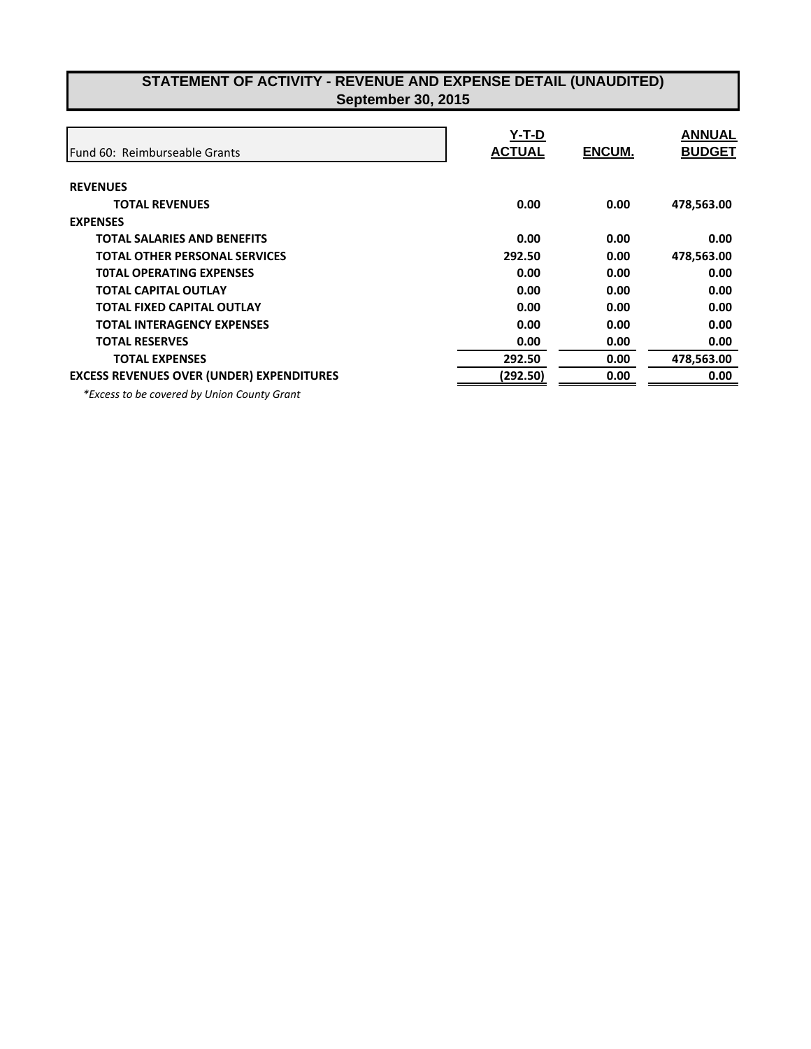# STATEMENT OF ACTIVITY - REVENUE AND EXPENSE DETAIL (UNAUDITED)
## September 30, 2015

| Fund 60: Reimburseable Grants | Y-T-D ACTUAL | ENCUM. | ANNUAL BUDGET |
|---|---|---|---|
| **REVENUES** | | | |
| **TOTAL REVENUES** | **0.00** | **0.00** | **478,563.00** |
| **EXPENSES** | | | |
| **TOTAL SALARIES AND BENEFITS** | **0.00** | **0.00** | **0.00** |
| **TOTAL OTHER PERSONAL SERVICES** | **292.50** | **0.00** | **478,563.00** |
| **T0TAL OPERATING EXPENSES** | **0.00** | **0.00** | **0.00** |
| **TOTAL CAPITAL OUTLAY** | **0.00** | **0.00** | **0.00** |
| **TOTAL FIXED CAPITAL OUTLAY** | **0.00** | **0.00** | **0.00** |
| **TOTAL INTERAGENCY EXPENSES** | **0.00** | **0.00** | **0.00** |
| **TOTAL RESERVES** | **0.00** | **0.00** | **0.00** |
| **TOTAL EXPENSES** | **292.50** | **0.00** | **478,563.00** |
| **EXCESS REVENUES OVER (UNDER) EXPENDITURES** | **(292.50)** | **0.00** | **0.00** |

*\*Excess to be covered by Union County Grant*